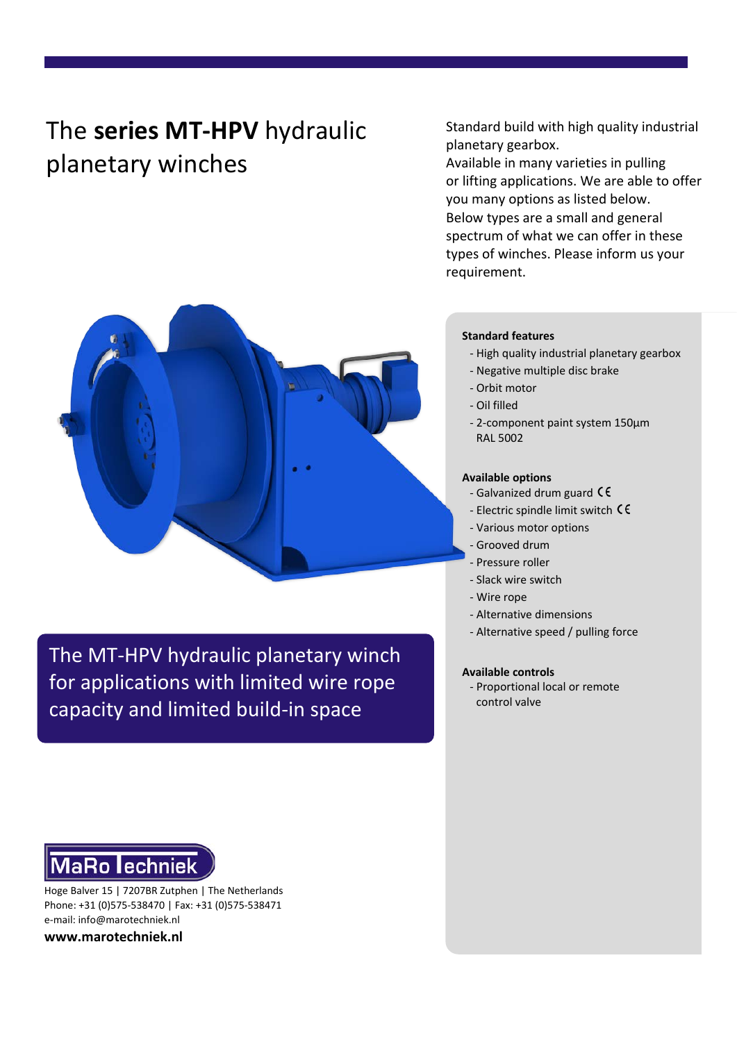# The **series MT-HPV** hydraulic planetary winches

Standard build with high quality industrial planetary gearbox.
Available in many varieties in pulling or lifting applications. We are able to offer you many options as listed below.
Below types are a small and general spectrum of what we can offer in these types of winches. Please inform us your requirement.

**Standard features**

- High quality industrial planetary gearbox
- Negative multiple disc brake
- Orbit motor
- Oil filled
- 2-component paint system 150µm RAL 5002

**Available options**

- Galvanized drum guard CE
- Electric spindle limit switch CE
- Various motor options
- Grooved drum
- Pressure roller
- Slack wire switch
- Wire rope
- Alternative dimensions
- Alternative speed / pulling force

**Available controls**

- Proportional local or remote control valve

## The MT-HPV hydraulic planetary winch for applications with limited wire rope capacity and limited build-in space

MaRo Techniek

Hoge Balver 15 | 7207BR Zutphen | The Netherlands
Phone: +31 (0)575-538470 | Fax: +31 (0)575-538471
e-mail: info@marotechniek.nl

**www.marotechniek.nl**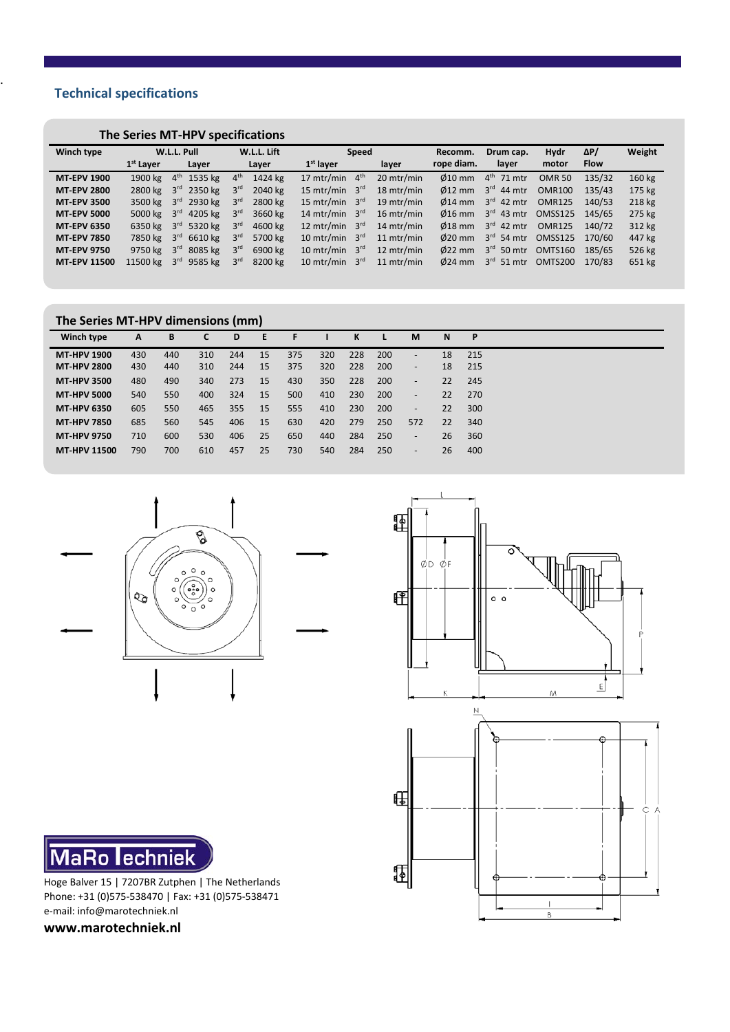## Technical specifications

### The Series MT-HPV specifications

| Winch type | W.L.L. Pull | | | W.L.L. Lift | | Speed | | | Recomm. | Drum cap. | | Hydr | ΔP/ | Weight |
|---|---|---|---|---|---|---|---|---|---|---|---|---|---|---|
| | 1st Layer | | Layer | | Layer | 1st layer | | layer | rope diam. | | layer | motor | Flow | |
| **MT-EPV 1900** | 1900 kg | 4th | 1535 kg | 4th | 1424 kg | 17 mtr/min | 4th | 20 mtr/min | Ø10 mm | 4th | 71 mtr | OMR 50 | 135/32 | 160 kg |
| **MT-EPV 2800** | 2800 kg | 3rd | 2350 kg | 3rd | 2040 kg | 15 mtr/min | 3rd | 18 mtr/min | Ø12 mm | 3rd | 44 mtr | OMR100 | 135/43 | 175 kg |
| **MT-EPV 3500** | 3500 kg | 3rd | 2930 kg | 3rd | 2800 kg | 15 mtr/min | 3rd | 19 mtr/min | Ø14 mm | 3rd | 42 mtr | OMR125 | 140/53 | 218 kg |
| **MT-EPV 5000** | 5000 kg | 3rd | 4205 kg | 3rd | 3660 kg | 14 mtr/min | 3rd | 16 mtr/min | Ø16 mm | 3rd | 43 mtr | OMSS125 | 145/65 | 275 kg |
| **MT-EPV 6350** | 6350 kg | 3rd | 5320 kg | 3rd | 4600 kg | 12 mtr/min | 3rd | 14 mtr/min | Ø18 mm | 3rd | 42 mtr | OMR125 | 140/72 | 312 kg |
| **MT-EPV 7850** | 7850 kg | 3rd | 6610 kg | 3rd | 5700 kg | 10 mtr/min | 3rd | 11 mtr/min | Ø20 mm | 3rd | 54 mtr | OMSS125 | 170/60 | 447 kg |
| **MT-EPV 9750** | 9750 kg | 3rd | 8085 kg | 3rd | 6900 kg | 10 mtr/min | 3rd | 12 mtr/min | Ø22 mm | 3rd | 50 mtr | OMTS160 | 185/65 | 526 kg |
| **MT-EPV 11500** | 11500 kg | 3rd | 9585 kg | 3rd | 8200 kg | 10 mtr/min | 3rd | 11 mtr/min | Ø24 mm | 3rd | 51 mtr | OMTS200 | 170/83 | 651 kg |

### The Series MT-HPV dimensions (mm)

| Winch type | A | B | C | D | E | F | I | K | L | M | N | P |
|---|---|---|---|---|---|---|---|---|---|---|---|---|
| **MT-HPV 1900** | 430 | 440 | 310 | 244 | 15 | 375 | 320 | 228 | 200 | - | 18 | 215 |
| **MT-HPV 2800** | 430 | 440 | 310 | 244 | 15 | 375 | 320 | 228 | 200 | - | 18 | 215 |
| **MT-HPV 3500** | 480 | 490 | 340 | 273 | 15 | 430 | 350 | 228 | 200 | - | 22 | 245 |
| **MT-HPV 5000** | 540 | 550 | 400 | 324 | 15 | 500 | 410 | 230 | 200 | - | 22 | 270 |
| **MT-HPV 6350** | 605 | 550 | 465 | 355 | 15 | 555 | 410 | 230 | 200 | - | 22 | 300 |
| **MT-HPV 7850** | 685 | 560 | 545 | 406 | 15 | 630 | 420 | 279 | 250 | 572 | 22 | 340 |
| **MT-HPV 9750** | 710 | 600 | 530 | 406 | 25 | 650 | 440 | 284 | 250 | - | 26 | 360 |
| **MT-HPV 11500** | 790 | 700 | 610 | 457 | 25 | 730 | 540 | 284 | 250 | - | 26 | 400 |

L
ØD ØF
P
K
M
E
N
C A
I
B

MaRo Techniek

Hoge Balver 15 | 7207BR Zutphen | The Netherlands
Phone: +31 (0)575-538470 | Fax: +31 (0)575-538471
e-mail: info@marotechniek.nl

**www.marotechniek.nl**